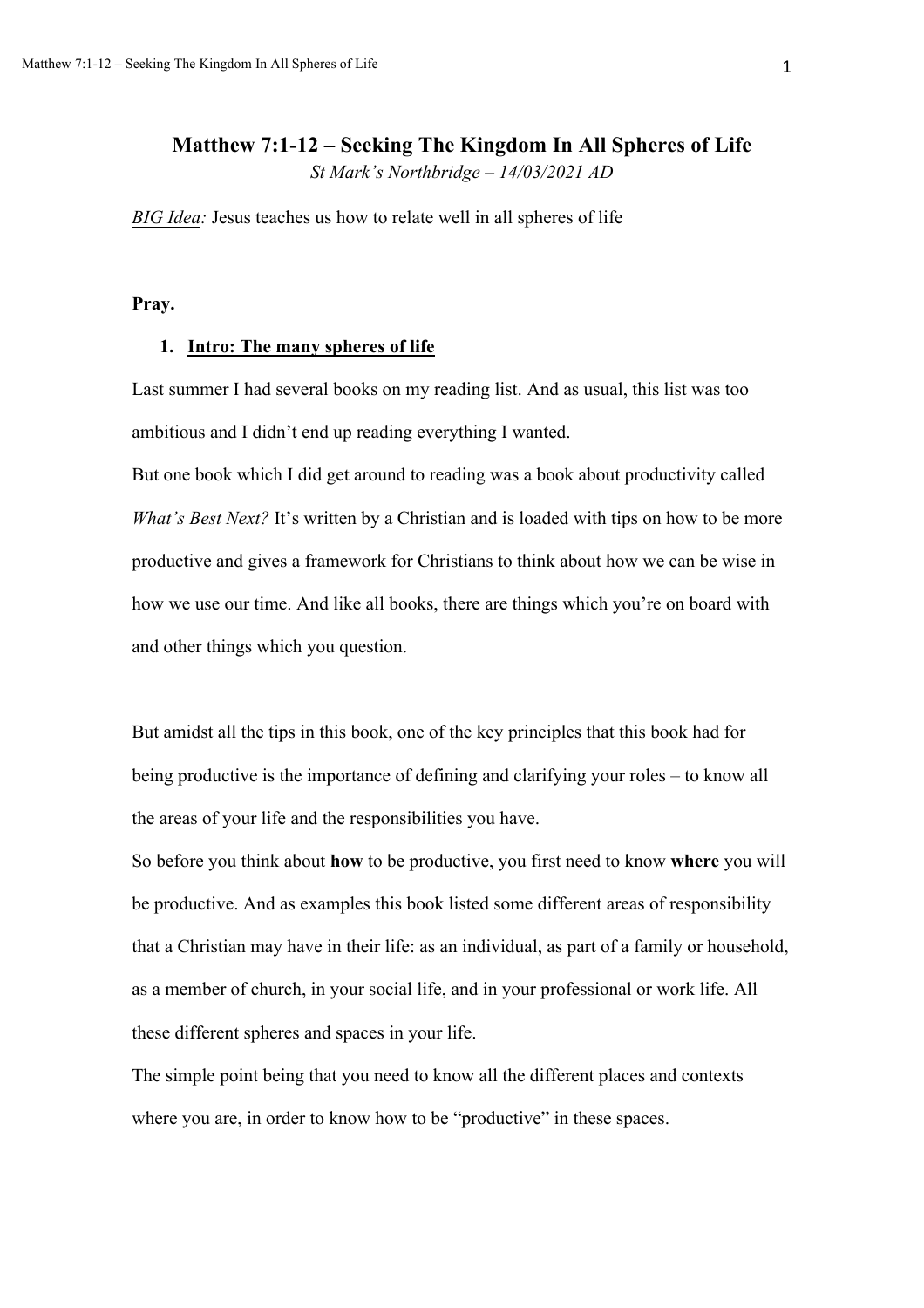# Matthew 7:1-12 – Seeking The Kingdom In All Spheres of Life

*St Mark's Northbridge – 14/03/2021 AD*

*BIG Idea:* Jesus teaches us how to relate well in all spheres of life

**Pray.**

## 1. Intro: The many spheres of life

Last summer I had several books on my reading list. And as usual, this list was too ambitious and I didn't end up reading everything I wanted.

But one book which I did get around to reading was a book about productivity called *What's Best Next?* It's written by a Christian and is loaded with tips on how to be more productive and gives a framework for Christians to think about how we can be wise in how we use our time. And like all books, there are things which you're on board with and other things which you question.

But amidst all the tips in this book, one of the key principles that this book had for being productive is the importance of defining and clarifying your roles – to know all the areas of your life and the responsibilities you have.

So before you think about **how** to be productive, you first need to know **where** you will be productive. And as examples this book listed some different areas of responsibility that a Christian may have in their life: as an individual, as part of a family or household, as a member of church, in your social life, and in your professional or work life. All these different spheres and spaces in your life.

The simple point being that you need to know all the different places and contexts where you are, in order to know how to be "productive" in these spaces.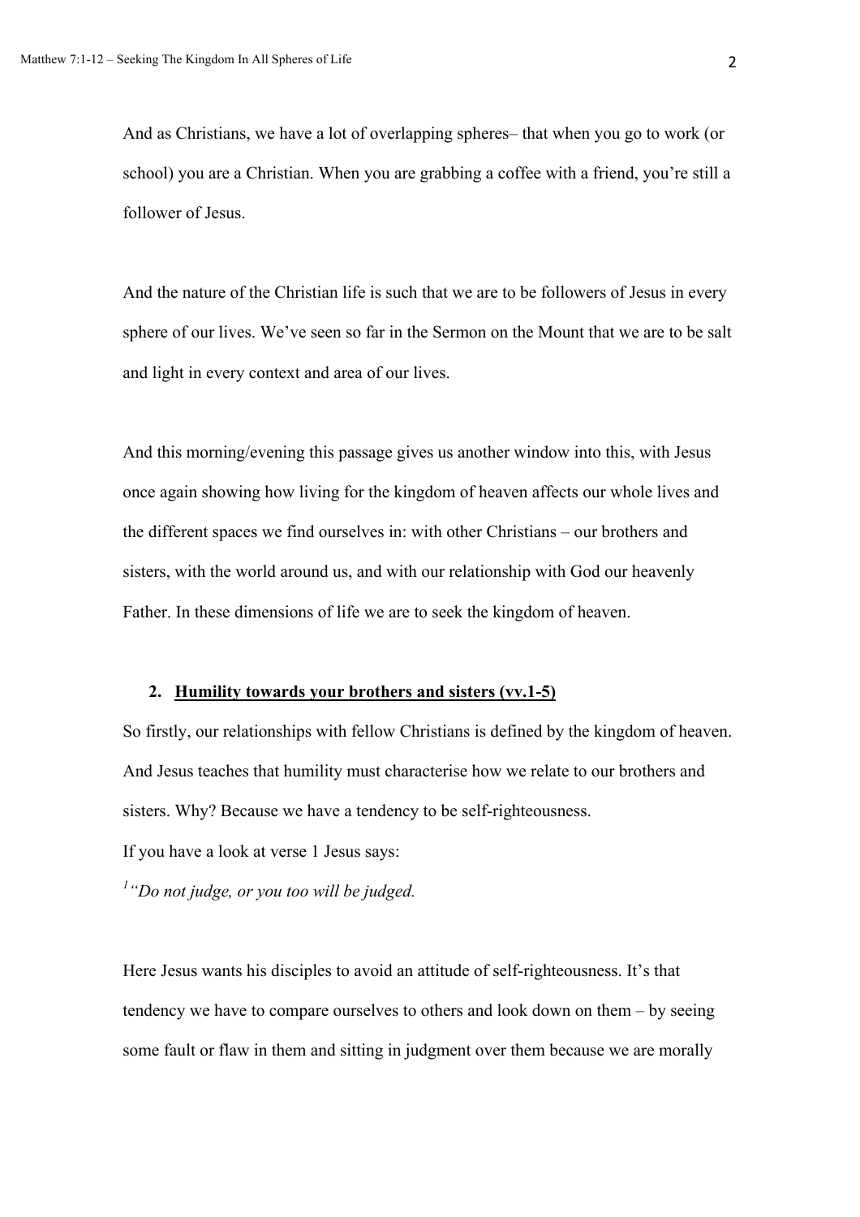And as Christians, we have a lot of overlapping spheres– that when you go to work (or school) you are a Christian. When you are grabbing a coffee with a friend, you're still a follower of Jesus.

And the nature of the Christian life is such that we are to be followers of Jesus in every sphere of our lives. We've seen so far in the Sermon on the Mount that we are to be salt and light in every context and area of our lives.

And this morning/evening this passage gives us another window into this, with Jesus once again showing how living for the kingdom of heaven affects our whole lives and the different spaces we find ourselves in: with other Christians – our brothers and sisters, with the world around us, and with our relationship with God our heavenly Father. In these dimensions of life we are to seek the kingdom of heaven.

2. **<u>Humility towards your brothers and sisters (vv.1-5)</u>**

So firstly, our relationships with fellow Christians is defined by the kingdom of heaven. And Jesus teaches that humility must characterise how we relate to our brothers and sisters. Why? Because we have a tendency to be self-righteousness.

If you have a look at verse 1 Jesus says:

*[1] "Do not judge, or you too will be judged.*

Here Jesus wants his disciples to avoid an attitude of self-righteousness. It's that tendency we have to compare ourselves to others and look down on them – by seeing some fault or flaw in them and sitting in judgment over them because we are morally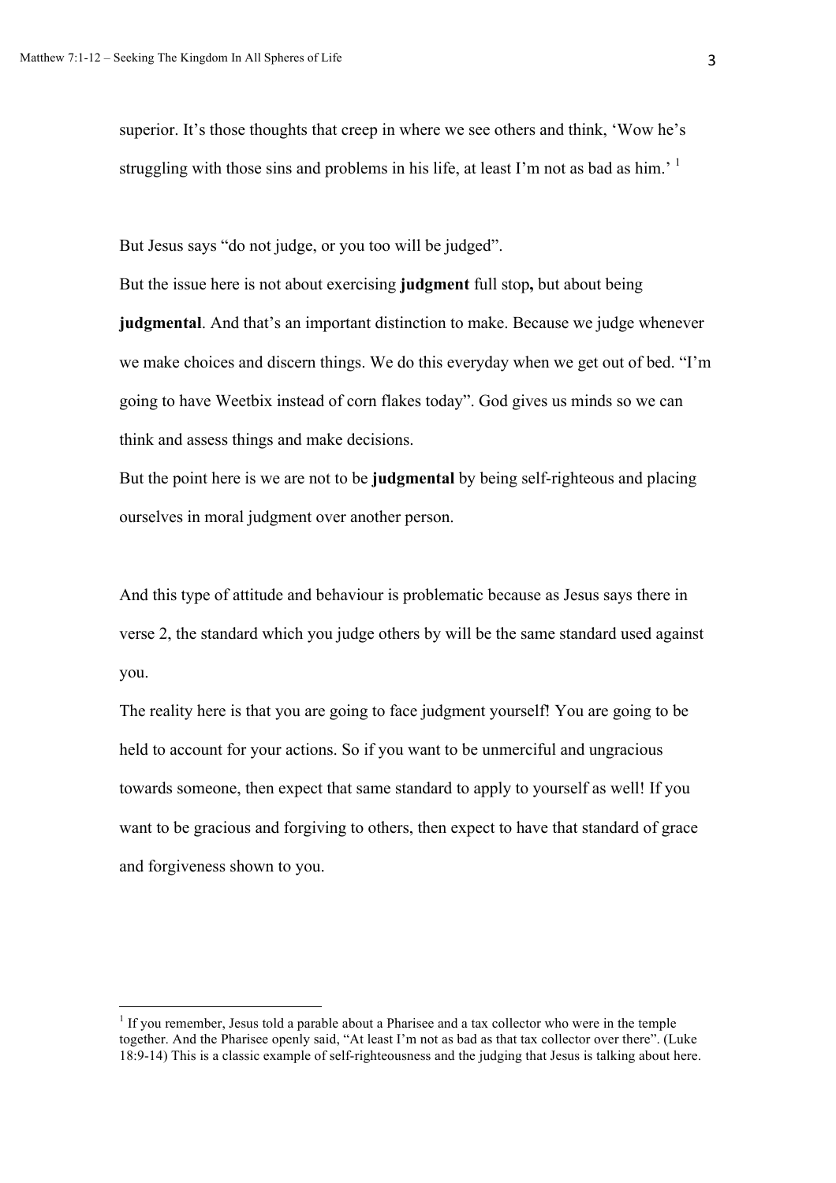superior. It's those thoughts that creep in where we see others and think, 'Wow he's struggling with those sins and problems in his life, at least I'm not as bad as him.' [1]

But Jesus says "do not judge, or you too will be judged".

But the issue here is not about exercising **judgment** full stop**,** but about being **judgmental**. And that's an important distinction to make. Because we judge whenever we make choices and discern things. We do this everyday when we get out of bed. "I'm going to have Weetbix instead of corn flakes today". God gives us minds so we can think and assess things and make decisions.

But the point here is we are not to be **judgmental** by being self-righteous and placing ourselves in moral judgment over another person.

And this type of attitude and behaviour is problematic because as Jesus says there in verse 2, the standard which you judge others by will be the same standard used against you.

The reality here is that you are going to face judgment yourself! You are going to be held to account for your actions. So if you want to be unmerciful and ungracious towards someone, then expect that same standard to apply to yourself as well! If you want to be gracious and forgiving to others, then expect to have that standard of grace and forgiveness shown to you.

---

[1] If you remember, Jesus told a parable about a Pharisee and a tax collector who were in the temple together. And the Pharisee openly said, "At least I'm not as bad as that tax collector over there". (Luke 18:9-14) This is a classic example of self-righteousness and the judging that Jesus is talking about here.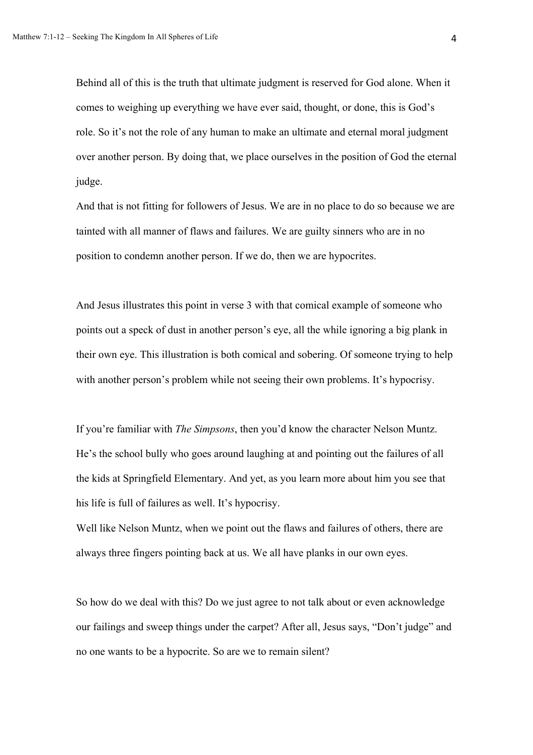Behind all of this is the truth that ultimate judgment is reserved for God alone. When it comes to weighing up everything we have ever said, thought, or done, this is God's role. So it's not the role of any human to make an ultimate and eternal moral judgment over another person. By doing that, we place ourselves in the position of God the eternal judge.

And that is not fitting for followers of Jesus. We are in no place to do so because we are tainted with all manner of flaws and failures. We are guilty sinners who are in no position to condemn another person. If we do, then we are hypocrites.

And Jesus illustrates this point in verse 3 with that comical example of someone who points out a speck of dust in another person's eye, all the while ignoring a big plank in their own eye. This illustration is both comical and sobering. Of someone trying to help with another person's problem while not seeing their own problems. It's hypocrisy.

If you're familiar with *The Simpsons*, then you'd know the character Nelson Muntz. He's the school bully who goes around laughing at and pointing out the failures of all the kids at Springfield Elementary. And yet, as you learn more about him you see that his life is full of failures as well. It's hypocrisy.

Well like Nelson Muntz, when we point out the flaws and failures of others, there are always three fingers pointing back at us. We all have planks in our own eyes.

So how do we deal with this? Do we just agree to not talk about or even acknowledge our failings and sweep things under the carpet? After all, Jesus says, "Don't judge" and no one wants to be a hypocrite. So are we to remain silent?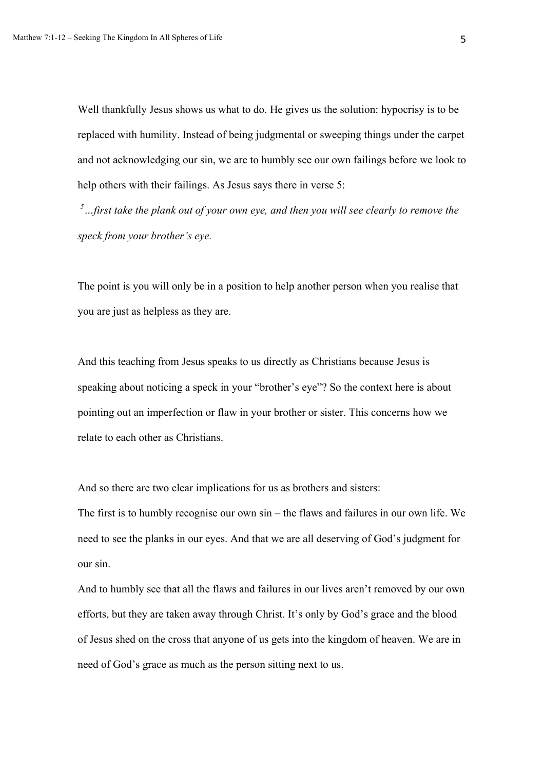Well thankfully Jesus shows us what to do. He gives us the solution: hypocrisy is to be replaced with humility. Instead of being judgmental or sweeping things under the carpet and not acknowledging our sin, we are to humbly see our own failings before we look to help others with their failings. As Jesus says there in verse 5:

*[5] …first take the plank out of your own eye, and then you will see clearly to remove the speck from your brother's eye.*

The point is you will only be in a position to help another person when you realise that you are just as helpless as they are.

And this teaching from Jesus speaks to us directly as Christians because Jesus is speaking about noticing a speck in your "brother's eye"? So the context here is about pointing out an imperfection or flaw in your brother or sister. This concerns how we relate to each other as Christians.

And so there are two clear implications for us as brothers and sisters:

The first is to humbly recognise our own sin – the flaws and failures in our own life. We need to see the planks in our eyes. And that we are all deserving of God's judgment for our sin.

And to humbly see that all the flaws and failures in our lives aren't removed by our own efforts, but they are taken away through Christ. It's only by God's grace and the blood of Jesus shed on the cross that anyone of us gets into the kingdom of heaven. We are in need of God's grace as much as the person sitting next to us.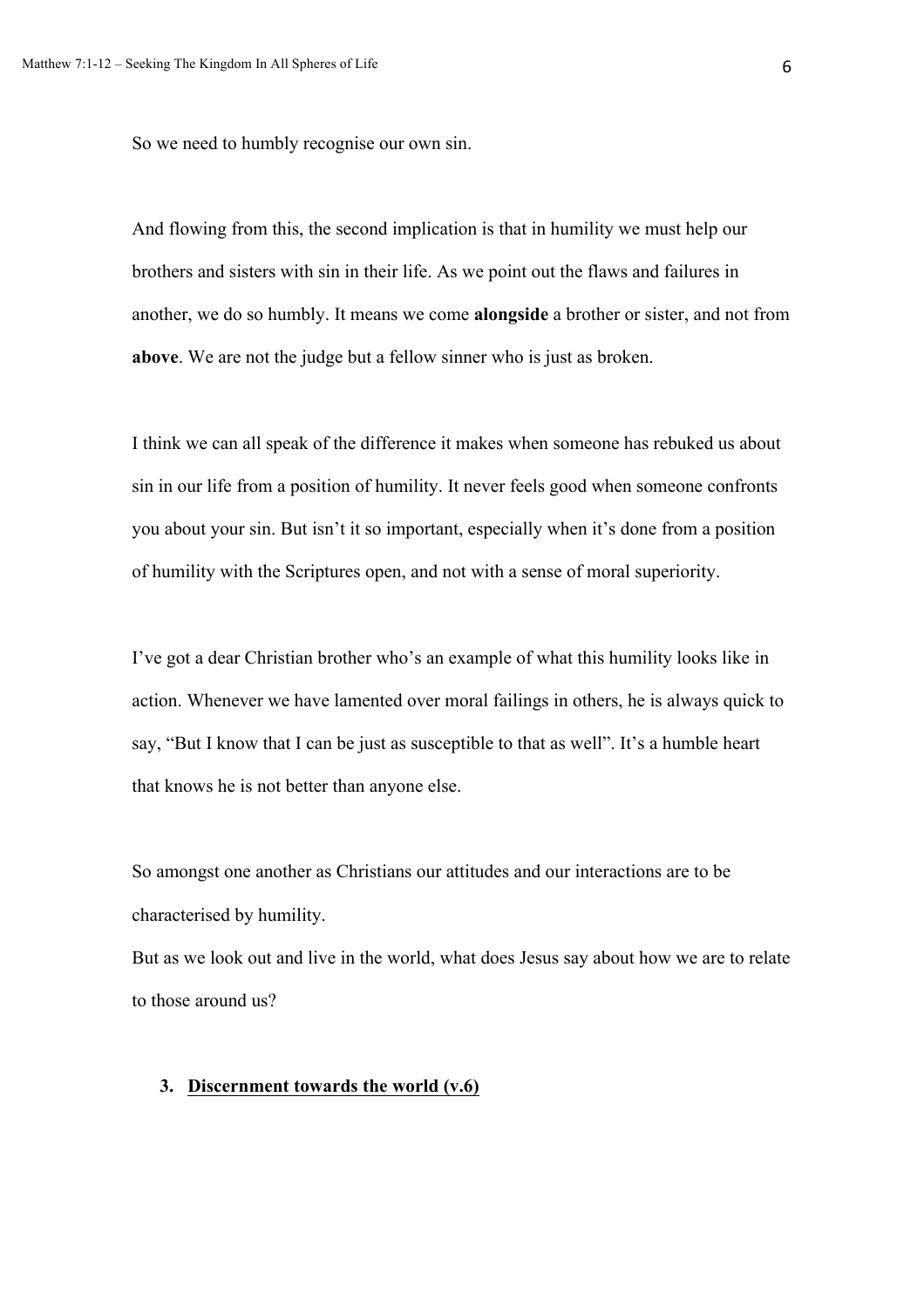So we need to humbly recognise our own sin.

And flowing from this, the second implication is that in humility we must help our brothers and sisters with sin in their life. As we point out the flaws and failures in another, we do so humbly. It means we come **alongside** a brother or sister, and not from **above**. We are not the judge but a fellow sinner who is just as broken.

I think we can all speak of the difference it makes when someone has rebuked us about sin in our life from a position of humility. It never feels good when someone confronts you about your sin. But isn't it so important, especially when it's done from a position of humility with the Scriptures open, and not with a sense of moral superiority.

I've got a dear Christian brother who's an example of what this humility looks like in action. Whenever we have lamented over moral failings in others, he is always quick to say, "But I know that I can be just as susceptible to that as well". It's a humble heart that knows he is not better than anyone else.

So amongst one another as Christians our attitudes and our interactions are to be characterised by humility.

But as we look out and live in the world, what does Jesus say about how we are to relate to those around us?

3. **Discernment towards the world (v.6)**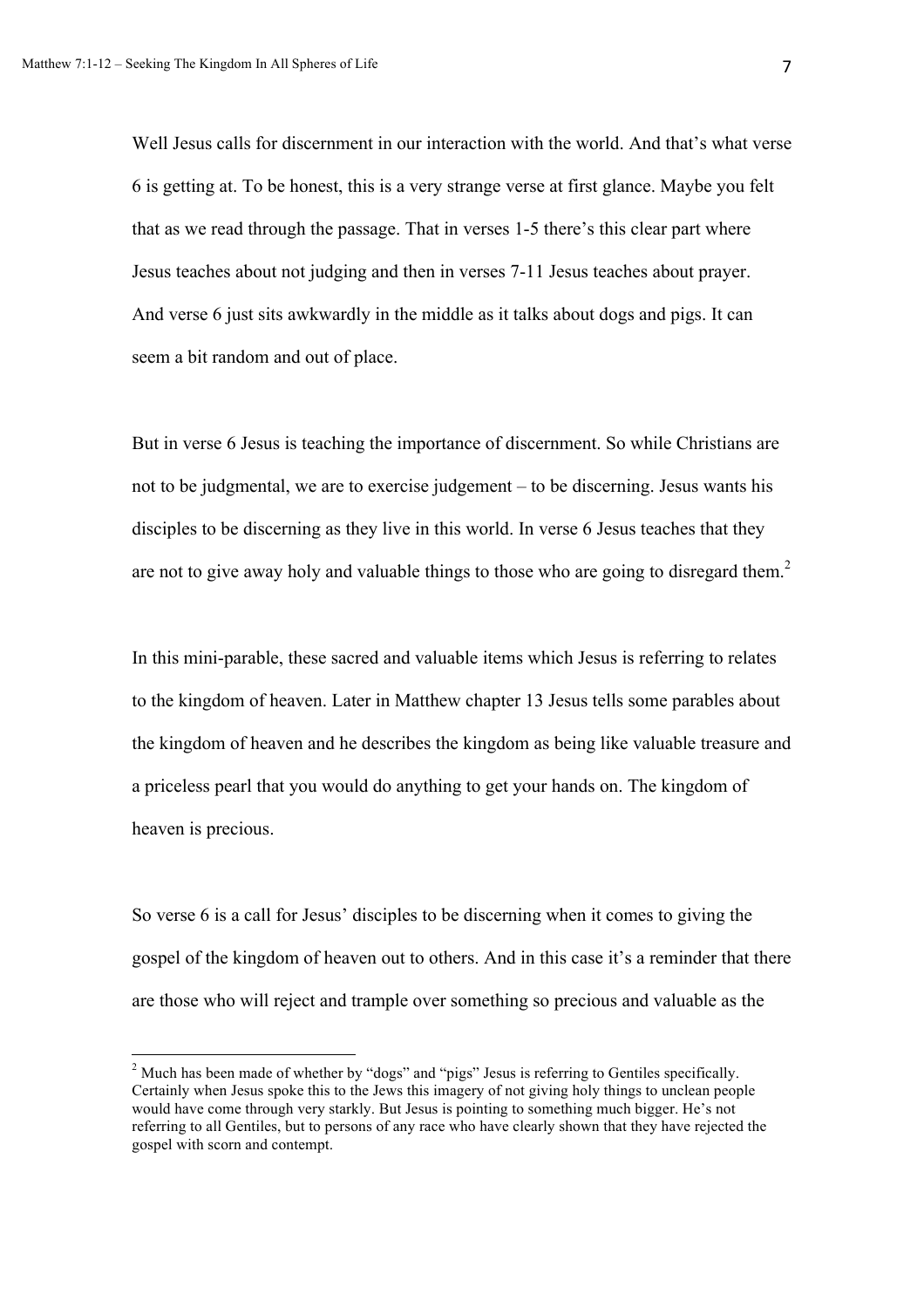Well Jesus calls for discernment in our interaction with the world. And that's what verse 6 is getting at. To be honest, this is a very strange verse at first glance. Maybe you felt that as we read through the passage. That in verses 1-5 there's this clear part where Jesus teaches about not judging and then in verses 7-11 Jesus teaches about prayer. And verse 6 just sits awkwardly in the middle as it talks about dogs and pigs. It can seem a bit random and out of place.

But in verse 6 Jesus is teaching the importance of discernment. So while Christians are not to be judgmental, we are to exercise judgement – to be discerning. Jesus wants his disciples to be discerning as they live in this world. In verse 6 Jesus teaches that they are not to give away holy and valuable things to those who are going to disregard them.[2]

In this mini-parable, these sacred and valuable items which Jesus is referring to relates to the kingdom of heaven. Later in Matthew chapter 13 Jesus tells some parables about the kingdom of heaven and he describes the kingdom as being like valuable treasure and a priceless pearl that you would do anything to get your hands on. The kingdom of heaven is precious.

So verse 6 is a call for Jesus' disciples to be discerning when it comes to giving the gospel of the kingdom of heaven out to others. And in this case it's a reminder that there are those who will reject and trample over something so precious and valuable as the

---

[2] Much has been made of whether by "dogs" and "pigs" Jesus is referring to Gentiles specifically. Certainly when Jesus spoke this to the Jews this imagery of not giving holy things to unclean people would have come through very starkly. But Jesus is pointing to something much bigger. He's not referring to all Gentiles, but to persons of any race who have clearly shown that they have rejected the gospel with scorn and contempt.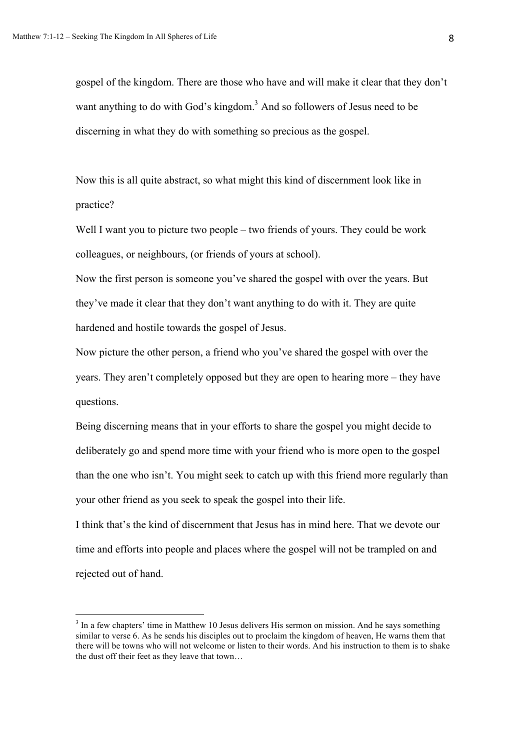gospel of the kingdom. There are those who have and will make it clear that they don't want anything to do with God's kingdom.[3] And so followers of Jesus need to be discerning in what they do with something so precious as the gospel.

Now this is all quite abstract, so what might this kind of discernment look like in practice?

Well I want you to picture two people – two friends of yours. They could be work colleagues, or neighbours, (or friends of yours at school).

Now the first person is someone you've shared the gospel with over the years. But they've made it clear that they don't want anything to do with it. They are quite hardened and hostile towards the gospel of Jesus.

Now picture the other person, a friend who you've shared the gospel with over the years. They aren't completely opposed but they are open to hearing more – they have questions.

Being discerning means that in your efforts to share the gospel you might decide to deliberately go and spend more time with your friend who is more open to the gospel than the one who isn't. You might seek to catch up with this friend more regularly than your other friend as you seek to speak the gospel into their life.

I think that's the kind of discernment that Jesus has in mind here. That we devote our time and efforts into people and places where the gospel will not be trampled on and rejected out of hand.

---

[3] In a few chapters' time in Matthew 10 Jesus delivers His sermon on mission. And he says something similar to verse 6. As he sends his disciples out to proclaim the kingdom of heaven, He warns them that there will be towns who will not welcome or listen to their words. And his instruction to them is to shake the dust off their feet as they leave that town…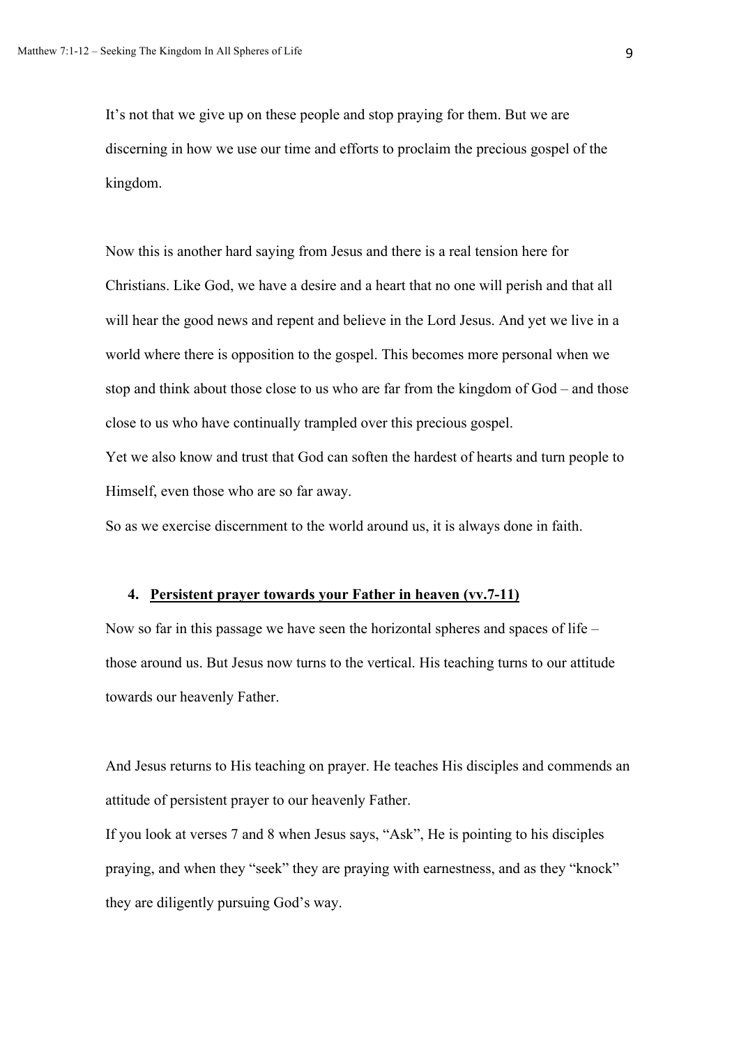It's not that we give up on these people and stop praying for them. But we are discerning in how we use our time and efforts to proclaim the precious gospel of the kingdom.

Now this is another hard saying from Jesus and there is a real tension here for Christians. Like God, we have a desire and a heart that no one will perish and that all will hear the good news and repent and believe in the Lord Jesus. And yet we live in a world where there is opposition to the gospel. This becomes more personal when we stop and think about those close to us who are far from the kingdom of God – and those close to us who have continually trampled over this precious gospel.

Yet we also know and trust that God can soften the hardest of hearts and turn people to Himself, even those who are so far away.

So as we exercise discernment to the world around us, it is always done in faith.

4. **Persistent prayer towards your Father in heaven (vv.7-11)**

Now so far in this passage we have seen the horizontal spheres and spaces of life – those around us. But Jesus now turns to the vertical. His teaching turns to our attitude towards our heavenly Father.

And Jesus returns to His teaching on prayer. He teaches His disciples and commends an attitude of persistent prayer to our heavenly Father.

If you look at verses 7 and 8 when Jesus says, "Ask", He is pointing to his disciples praying, and when they "seek" they are praying with earnestness, and as they "knock" they are diligently pursuing God's way.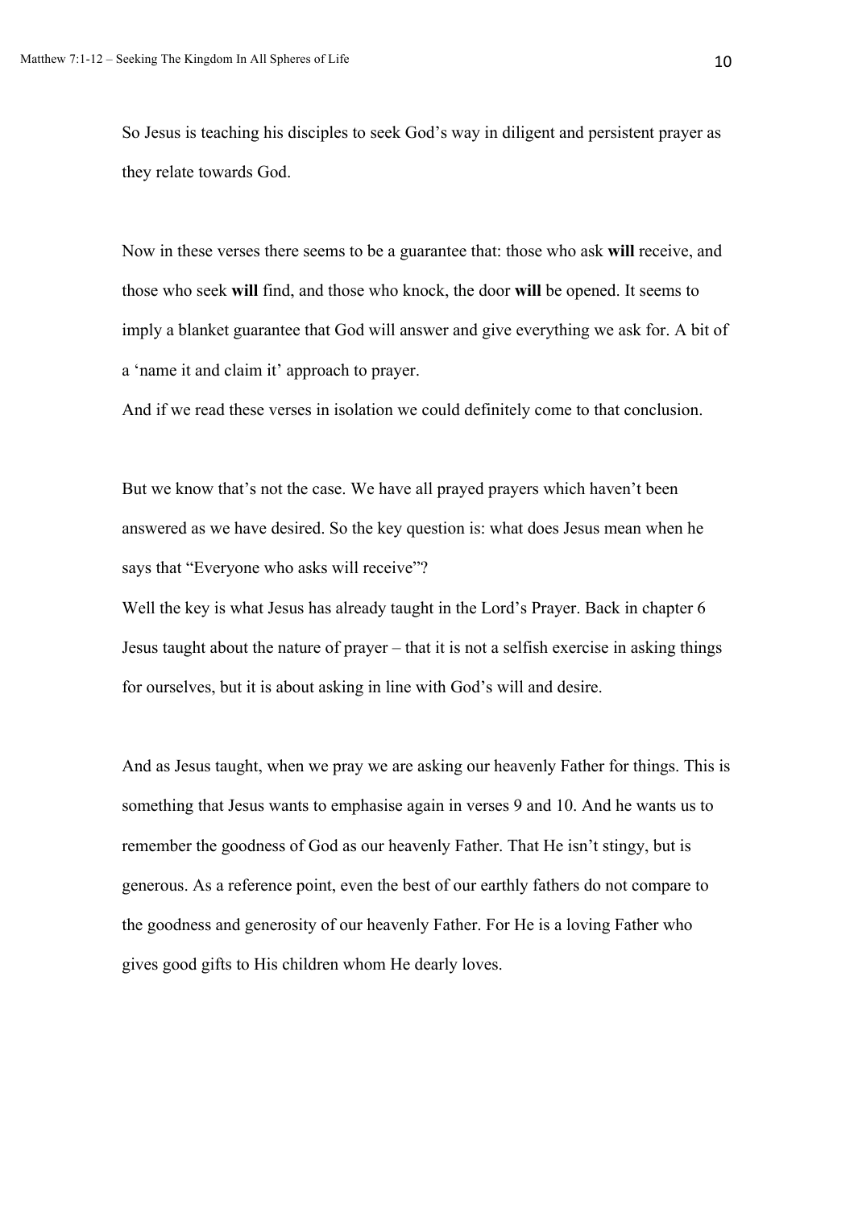So Jesus is teaching his disciples to seek God's way in diligent and persistent prayer as they relate towards God.

Now in these verses there seems to be a guarantee that: those who ask **will** receive, and those who seek **will** find, and those who knock, the door **will** be opened. It seems to imply a blanket guarantee that God will answer and give everything we ask for. A bit of a 'name it and claim it' approach to prayer.
And if we read these verses in isolation we could definitely come to that conclusion.

But we know that's not the case. We have all prayed prayers which haven't been answered as we have desired. So the key question is: what does Jesus mean when he says that "Everyone who asks will receive"?
Well the key is what Jesus has already taught in the Lord's Prayer. Back in chapter 6 Jesus taught about the nature of prayer – that it is not a selfish exercise in asking things for ourselves, but it is about asking in line with God's will and desire.

And as Jesus taught, when we pray we are asking our heavenly Father for things. This is something that Jesus wants to emphasise again in verses 9 and 10. And he wants us to remember the goodness of God as our heavenly Father. That He isn't stingy, but is generous. As a reference point, even the best of our earthly fathers do not compare to the goodness and generosity of our heavenly Father. For He is a loving Father who gives good gifts to His children whom He dearly loves.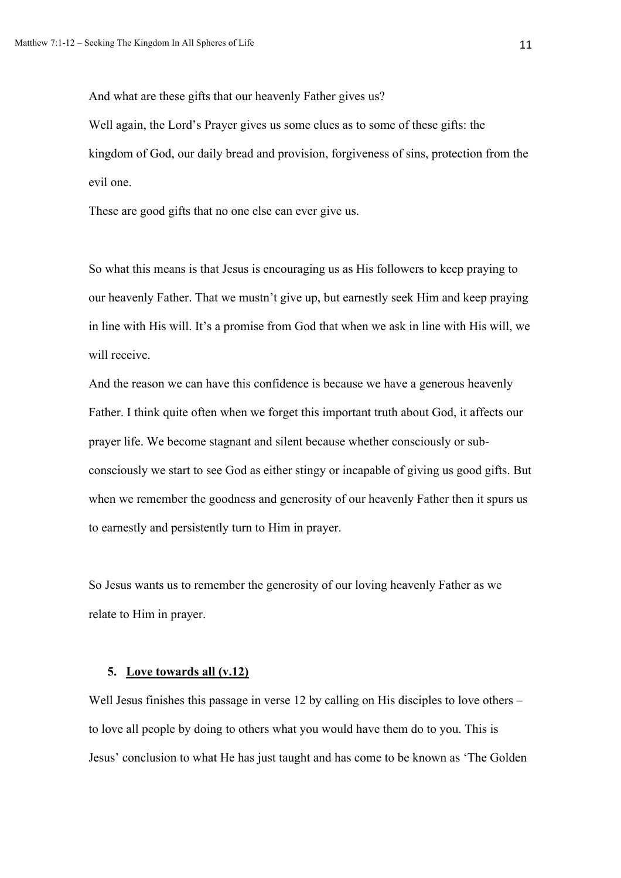And what are these gifts that our heavenly Father gives us?

Well again, the Lord's Prayer gives us some clues as to some of these gifts: the kingdom of God, our daily bread and provision, forgiveness of sins, protection from the evil one.

These are good gifts that no one else can ever give us.

So what this means is that Jesus is encouraging us as His followers to keep praying to our heavenly Father. That we mustn't give up, but earnestly seek Him and keep praying in line with His will. It's a promise from God that when we ask in line with His will, we will receive.

And the reason we can have this confidence is because we have a generous heavenly Father. I think quite often when we forget this important truth about God, it affects our prayer life. We become stagnant and silent because whether consciously or sub-consciously we start to see God as either stingy or incapable of giving us good gifts. But when we remember the goodness and generosity of our heavenly Father then it spurs us to earnestly and persistently turn to Him in prayer.

So Jesus wants us to remember the generosity of our loving heavenly Father as we relate to Him in prayer.

5. **Love towards all (v.12)**

Well Jesus finishes this passage in verse 12 by calling on His disciples to love others – to love all people by doing to others what you would have them do to you. This is Jesus' conclusion to what He has just taught and has come to be known as 'The Golden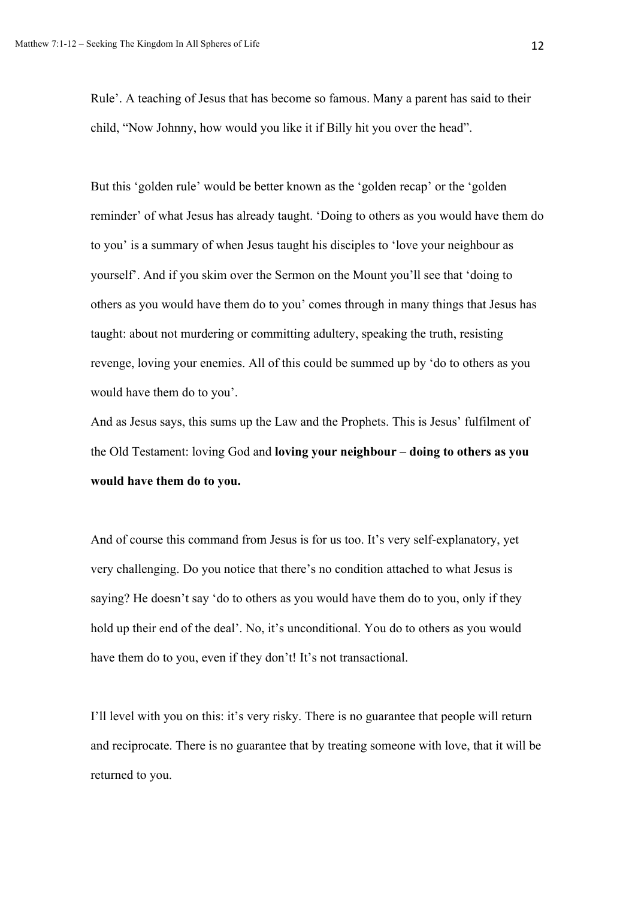Rule'. A teaching of Jesus that has become so famous. Many a parent has said to their child, "Now Johnny, how would you like it if Billy hit you over the head".

But this 'golden rule' would be better known as the 'golden recap' or the 'golden reminder' of what Jesus has already taught. 'Doing to others as you would have them do to you' is a summary of when Jesus taught his disciples to 'love your neighbour as yourself'. And if you skim over the Sermon on the Mount you'll see that 'doing to others as you would have them do to you' comes through in many things that Jesus has taught: about not murdering or committing adultery, speaking the truth, resisting revenge, loving your enemies. All of this could be summed up by 'do to others as you would have them do to you'.
And as Jesus says, this sums up the Law and the Prophets. This is Jesus' fulfilment of the Old Testament: loving God and **loving your neighbour – doing to others as you would have them do to you.**

And of course this command from Jesus is for us too. It's very self-explanatory, yet very challenging. Do you notice that there's no condition attached to what Jesus is saying? He doesn't say 'do to others as you would have them do to you, only if they hold up their end of the deal'. No, it's unconditional. You do to others as you would have them do to you, even if they don't! It's not transactional.

I'll level with you on this: it's very risky. There is no guarantee that people will return and reciprocate. There is no guarantee that by treating someone with love, that it will be returned to you.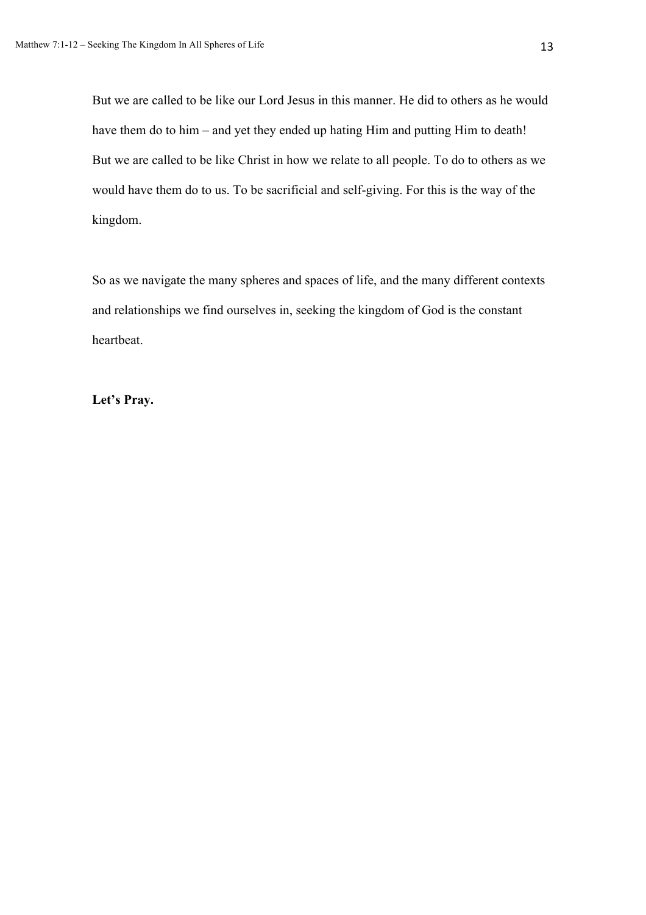But we are called to be like our Lord Jesus in this manner. He did to others as he would have them do to him – and yet they ended up hating Him and putting Him to death! But we are called to be like Christ in how we relate to all people. To do to others as we would have them do to us. To be sacrificial and self-giving. For this is the way of the kingdom.

So as we navigate the many spheres and spaces of life, and the many different contexts and relationships we find ourselves in, seeking the kingdom of God is the constant heartbeat.

**Let's Pray.**